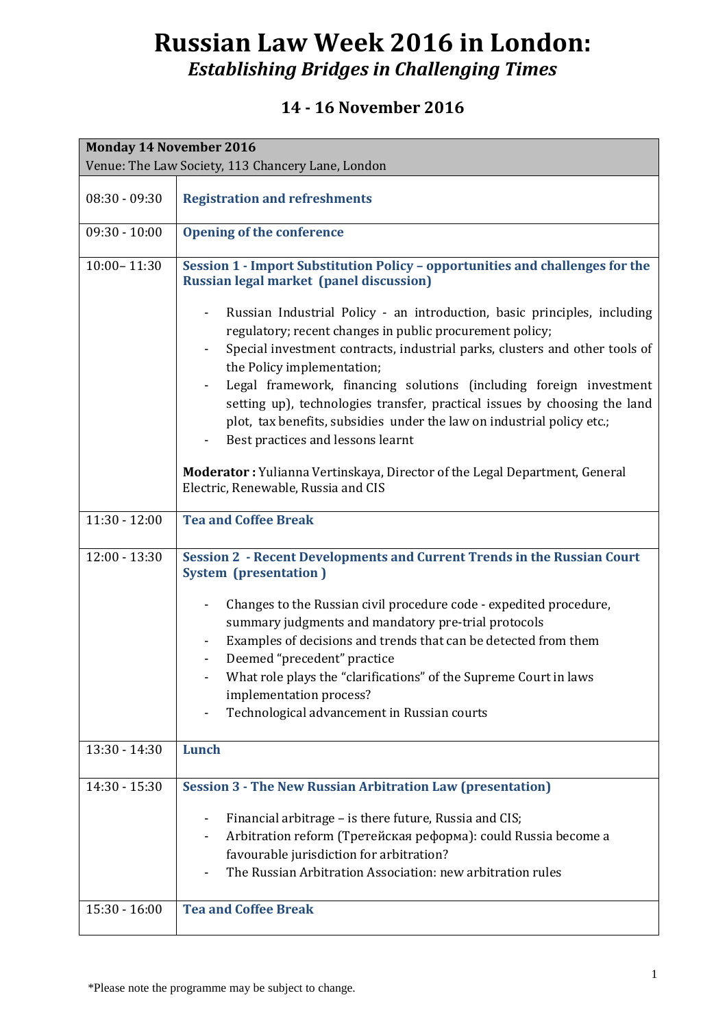# Russian Law Week 2016 in London:

## *Establishing Bridges in Challenging Times*

### 14 - 16 November 2016

| **Monday 14 November 2016**<br>Venue: The Law Society, 113 Chancery Lane, London | |
|---|---|
| 08:30 - 09:30 | **Registration and refreshments** |
| 09:30 - 10:00 | **Opening of the conference** |
| 10:00– 11:30 | **Session 1 - Import Substitution Policy – opportunities and challenges for the Russian legal market (panel discussion)**<br><br>- Russian Industrial Policy - an introduction, basic principles, including regulatory; recent changes in public procurement policy;<br>- Special investment contracts, industrial parks, clusters and other tools of the Policy implementation;<br>- Legal framework, financing solutions (including foreign investment setting up), technologies transfer, practical issues by choosing the land plot, tax benefits, subsidies under the law on industrial policy etc.;<br>- Best practices and lessons learnt<br><br>**Moderator :** Yulianna Vertinskaya, Director of the Legal Department, General Electric, Renewable, Russia and CIS |
| 11:30 - 12:00 | **Tea and Coffee Break** |
| 12:00 - 13:30 | **Session 2 - Recent Developments and Current Trends in the Russian Court System (presentation )**<br><br>- Changes to the Russian civil procedure code - expedited procedure, summary judgments and mandatory pre-trial protocols<br>- Examples of decisions and trends that can be detected from them<br>- Deemed "precedent" practice<br>- What role plays the "clarifications" of the Supreme Court in laws implementation process?<br>- Technological advancement in Russian courts |
| 13:30 - 14:30 | **Lunch** |
| 14:30 - 15:30 | **Session 3 - The New Russian Arbitration Law (presentation)**<br><br>- Financial arbitrage – is there future, Russia and CIS;<br>- Arbitration reform (Третейская реформа): could Russia become a favourable jurisdiction for arbitration?<br>- The Russian Arbitration Association: new arbitration rules |
| 15:30 - 16:00 | **Tea and Coffee Break** |

*Please note the programme may be subject to change.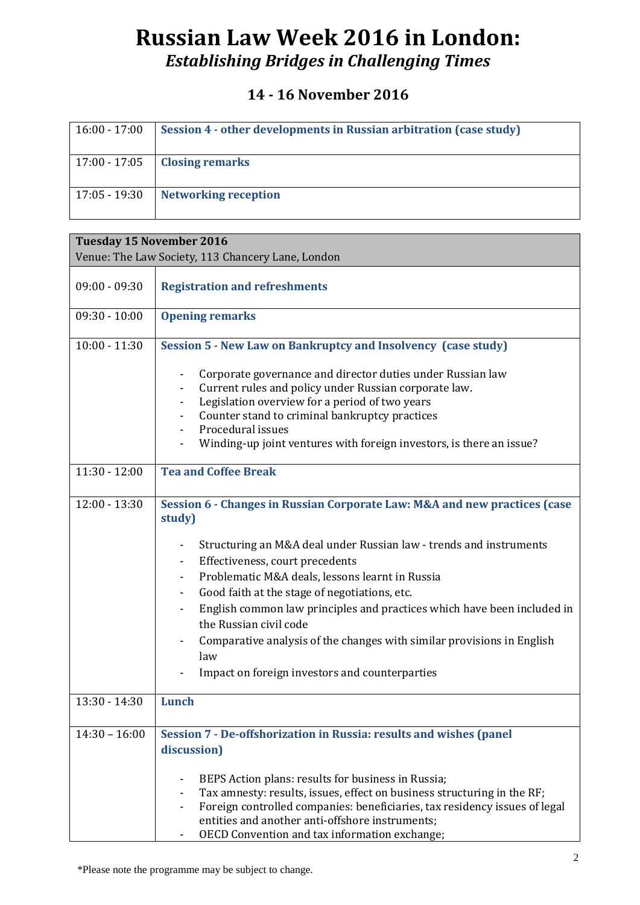# Russian Law Week 2016 in London:

## *Establishing Bridges in Challenging Times*

### 14 - 16 November 2016

| | |
|---|---|
| 16:00 - 17:00 | **Session 4 - other developments in Russian arbitration (case study)** |
| 17:00 - 17:05 | **Closing remarks** |
| 17:05 - 19:30 | **Networking reception** |

| **Tuesday 15 November 2016**<br>Venue: The Law Society, 113 Chancery Lane, London | |
|---|---|
| 09:00 - 09:30 | **Registration and refreshments** |
| 09:30 - 10:00 | **Opening remarks** |
| 10:00 - 11:30 | **Session 5 - New Law on Bankruptcy and Insolvency (case study)**<br>- Corporate governance and director duties under Russian law<br>- Current rules and policy under Russian corporate law.<br>- Legislation overview for a period of two years<br>- Counter stand to criminal bankruptcy practices<br>- Procedural issues<br>- Winding-up joint ventures with foreign investors, is there an issue? |
| 11:30 - 12:00 | **Tea and Coffee Break** |
| 12:00 - 13:30 | **Session 6 - Changes in Russian Corporate Law: M&A and new practices (case study)**<br>- Structuring an M&A deal under Russian law - trends and instruments<br>- Effectiveness, court precedents<br>- Problematic M&A deals, lessons learnt in Russia<br>- Good faith at the stage of negotiations, etc.<br>- English common law principles and practices which have been included in the Russian civil code<br>- Comparative analysis of the changes with similar provisions in English law<br>- Impact on foreign investors and counterparties |
| 13:30 - 14:30 | **Lunch** |
| 14:30 – 16:00 | **Session 7 - De-offshorization in Russia: results and wishes (panel discussion)**<br>- BEPS Action plans: results for business in Russia;<br>- Tax amnesty: results, issues, effect on business structuring in the RF;<br>- Foreign controlled companies: beneficiaries, tax residency issues of legal entities and another anti-offshore instruments;<br>- OECD Convention and tax information exchange; |

*Please note the programme may be subject to change.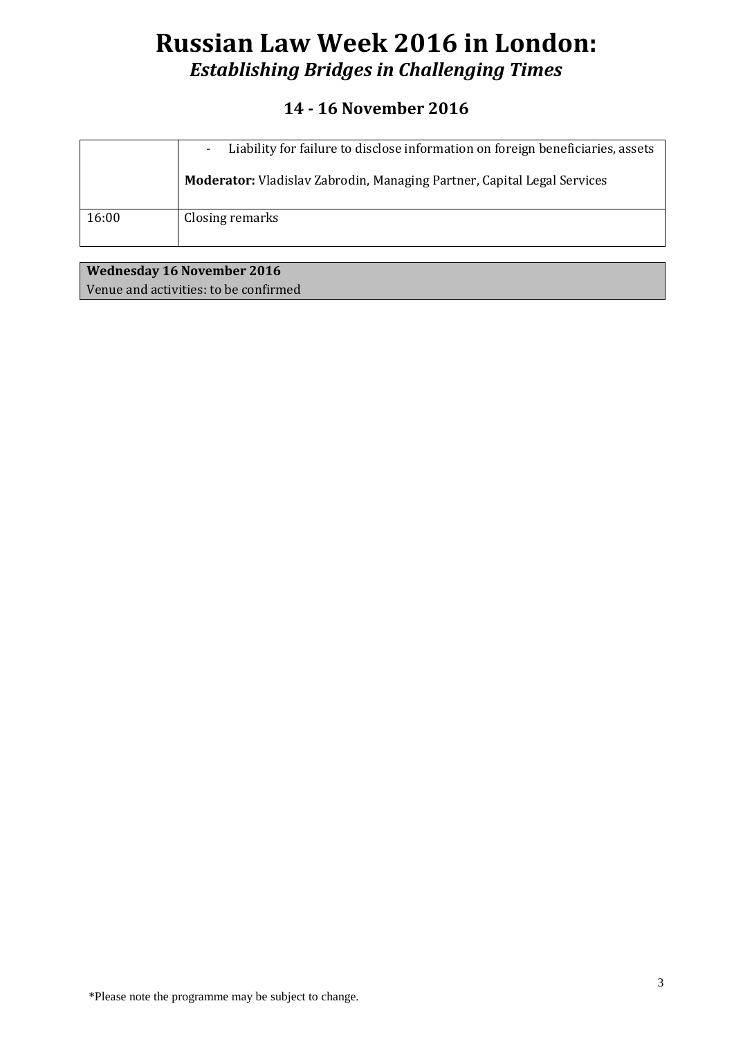# Russian Law Week 2016 in London:

## *Establishing Bridges in Challenging Times*

### 14 - 16 November 2016

| | |
|---|---|
| | - Liability for failure to disclose information on foreign beneficiaries, assets<br><br>**Moderator:** Vladislav Zabrodin, Managing Partner, Capital Legal Services |
| 16:00 | Closing remarks |

| **Wednesday 16 November 2016** |
|---|
| Venue and activities: to be confirmed |

*Please note the programme may be subject to change.